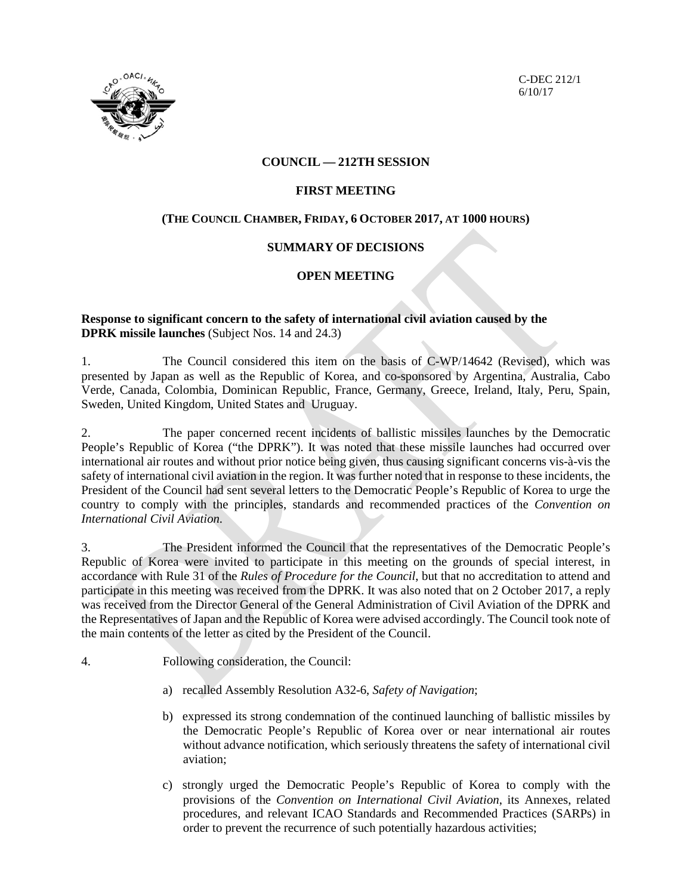C-DEC 212/1
6/10/17

**COUNCIL — 212TH SESSION**

**FIRST MEETING**

**(THE COUNCIL CHAMBER, FRIDAY, 6 OCTOBER 2017, AT 1000 HOURS)**

**SUMMARY OF DECISIONS**

**OPEN MEETING**

**Response to significant concern to the safety of international civil aviation caused by the DPRK missile launches** (Subject Nos. 14 and 24.3)

1. The Council considered this item on the basis of C-WP/14642 (Revised), which was presented by Japan as well as the Republic of Korea, and co-sponsored by Argentina, Australia, Cabo Verde, Canada, Colombia, Dominican Republic, France, Germany, Greece, Ireland, Italy, Peru, Spain, Sweden, United Kingdom, United States and Uruguay.

2. The paper concerned recent incidents of ballistic missiles launches by the Democratic People's Republic of Korea ("the DPRK"). It was noted that these missile launches had occurred over international air routes and without prior notice being given, thus causing significant concerns vis-à-vis the safety of international civil aviation in the region. It was further noted that in response to these incidents, the President of the Council had sent several letters to the Democratic People's Republic of Korea to urge the country to comply with the principles, standards and recommended practices of the *Convention on International Civil Aviation*.

3. The President informed the Council that the representatives of the Democratic People's Republic of Korea were invited to participate in this meeting on the grounds of special interest, in accordance with Rule 31 of the *Rules of Procedure for the Council*, but that no accreditation to attend and participate in this meeting was received from the DPRK. It was also noted that on 2 October 2017, a reply was received from the Director General of the General Administration of Civil Aviation of the DPRK and the Representatives of Japan and the Republic of Korea were advised accordingly. The Council took note of the main contents of the letter as cited by the President of the Council.

4. Following consideration, the Council:

a) recalled Assembly Resolution A32-6, *Safety of Navigation*;

b) expressed its strong condemnation of the continued launching of ballistic missiles by the Democratic People's Republic of Korea over or near international air routes without advance notification, which seriously threatens the safety of international civil aviation;

c) strongly urged the Democratic People's Republic of Korea to comply with the provisions of the *Convention on International Civil Aviation*, its Annexes, related procedures, and relevant ICAO Standards and Recommended Practices (SARPs) in order to prevent the recurrence of such potentially hazardous activities;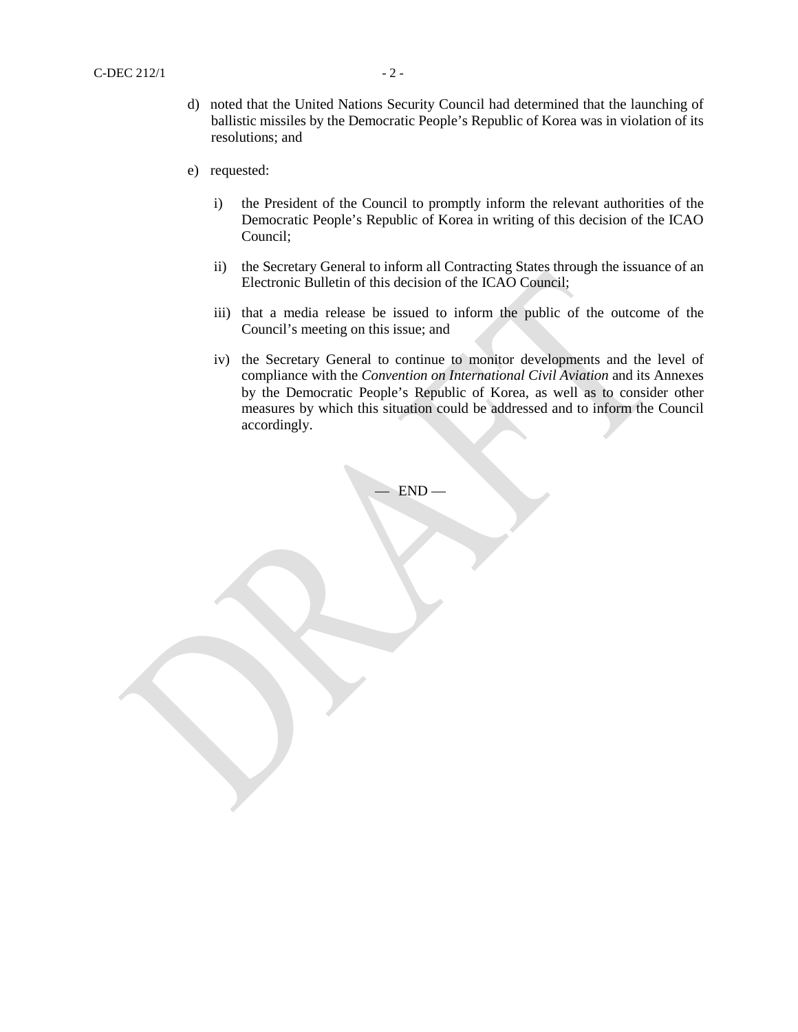d) noted that the United Nations Security Council had determined that the launching of ballistic missiles by the Democratic People's Republic of Korea was in violation of its resolutions; and

e) requested:

   i) the President of the Council to promptly inform the relevant authorities of the Democratic People's Republic of Korea in writing of this decision of the ICAO Council;

   ii) the Secretary General to inform all Contracting States through the issuance of an Electronic Bulletin of this decision of the ICAO Council;

   iii) that a media release be issued to inform the public of the outcome of the Council's meeting on this issue; and

   iv) the Secretary General to continue to monitor developments and the level of compliance with the *Convention on International Civil Aviation* and its Annexes by the Democratic People's Republic of Korea, as well as to consider other measures by which this situation could be addressed and to inform the Council accordingly.

— END —